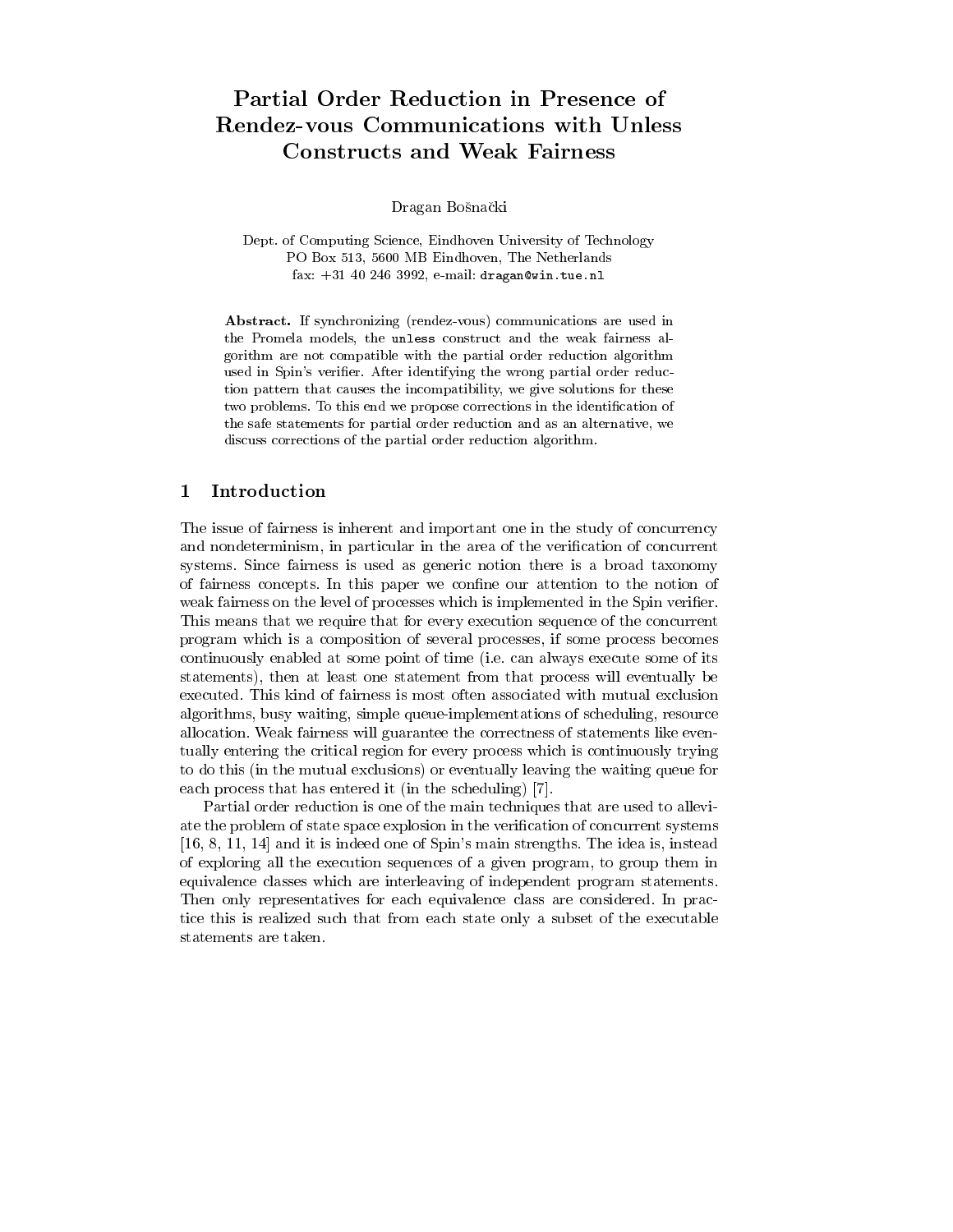# Partial Order Reduction in Presence of Rendez-vous Communications with Unless Constructs and Weak Fairness

Dragan Bošnački

Dept. of Computing Science, Eindhoven University of Technology
PO Box 513, 5600 MB Eindhoven, The Netherlands
fax: +31 40 246 3992, e-mail: `dragan@win.tue.nl`

**Abstract.** If synchronizing (rendez-vous) communications are used in the Promela models, the `unless` construct and the weak fairness algorithm are not compatible with the partial order reduction algorithm used in Spin's verifier. After identifying the wrong partial order reduction pattern that causes the incompatibility, we give solutions for these two problems. To this end we propose corrections in the identification of the safe statements for partial order reduction and as an alternative, we discuss corrections of the partial order reduction algorithm.

## 1 Introduction

The issue of fairness is inherent and important one in the study of concurrency and nondeterminism, in particular in the area of the verification of concurrent systems. Since fairness is used as generic notion there is a broad taxonomy of fairness concepts. In this paper we confine our attention to the notion of weak fairness on the level of processes which is implemented in the Spin verifier. This means that we require that for every execution sequence of the concurrent program which is a composition of several processes, if some process becomes continuously enabled at some point of time (i.e. can always execute some of its statements), then at least one statement from that process will eventually be executed. This kind of fairness is most often associated with mutual exclusion algorithms, busy waiting, simple queue-implementations of scheduling, resource allocation. Weak fairness will guarantee the correctness of statements like eventually entering the critical region for every process which is continuously trying to do this (in the mutual exclusions) or eventually leaving the waiting queue for each process that has entered it (in the scheduling) [7].

Partial order reduction is one of the main techniques that are used to alleviate the problem of state space explosion in the verification of concurrent systems [16, 8, 11, 14] and it is indeed one of Spin's main strengths. The idea is, instead of exploring all the execution sequences of a given program, to group them in equivalence classes which are interleaving of independent program statements. Then only representatives for each equivalence class are considered. In practice this is realized such that from each state only a subset of the executable statements are taken.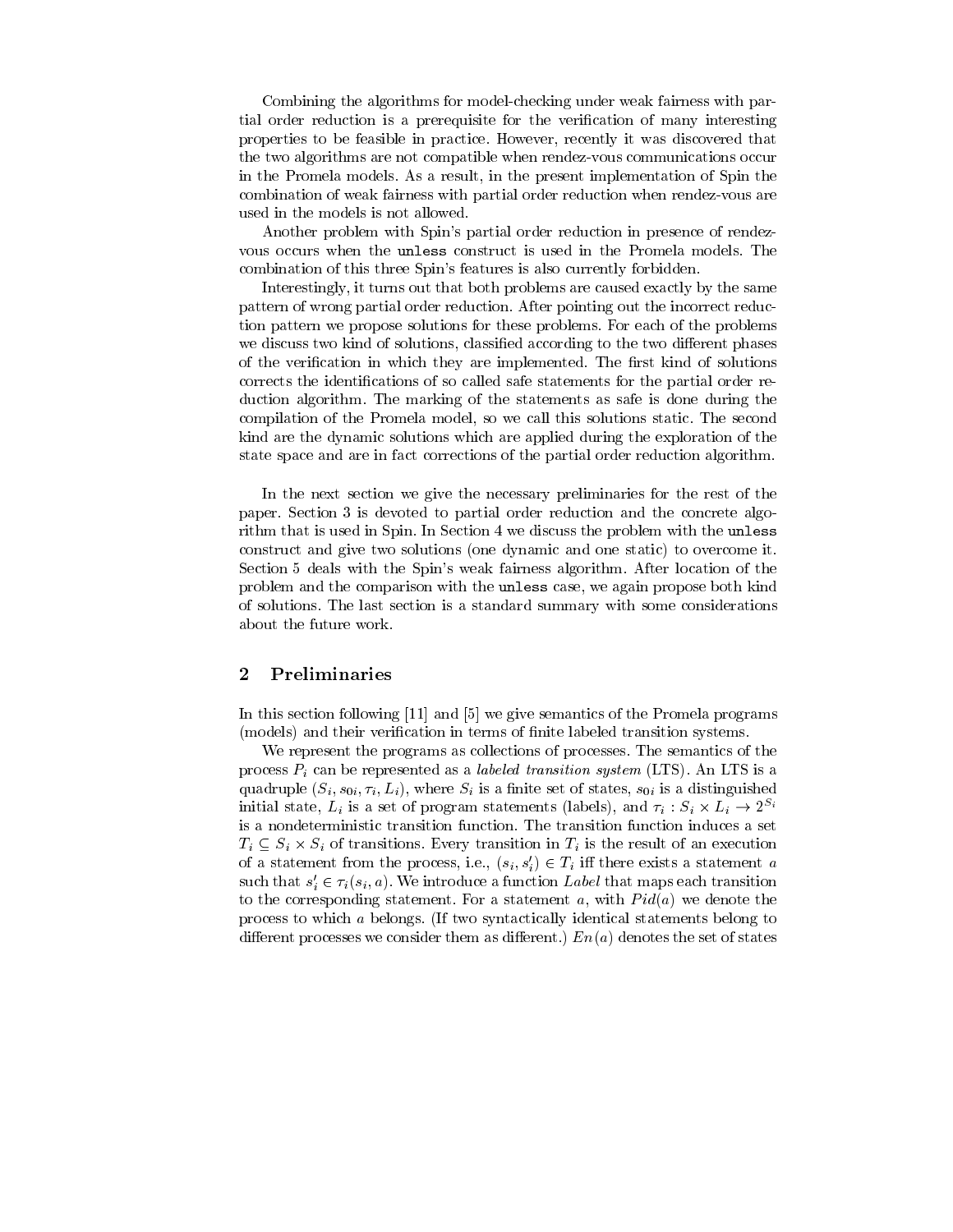Combining the algorithms for model-checking under weak fairness with partial order reduction is a prerequisite for the verification of many interesting properties to be feasible in practice. However, recently it was discovered that the two algorithms are not compatible when rendez-vous communications occur in the Promela models. As a result, in the present implementation of Spin the combination of weak fairness with partial order reduction when rendez-vous are used in the models is not allowed.

Another problem with Spin's partial order reduction in presence of rendez-vous occurs when the `unless` construct is used in the Promela models. The combination of this three Spin's features is also currently forbidden.

Interestingly, it turns out that both problems are caused exactly by the same pattern of wrong partial order reduction. After pointing out the incorrect reduction pattern we propose solutions for these problems. For each of the problems we discuss two kind of solutions, classified according to the two different phases of the verification in which they are implemented. The first kind of solutions corrects the identifications of so called safe statements for the partial order reduction algorithm. The marking of the statements as safe is done during the compilation of the Promela model, so we call this solutions static. The second kind are the dynamic solutions which are applied during the exploration of the state space and are in fact corrections of the partial order reduction algorithm.

In the next section we give the necessary preliminaries for the rest of the paper. Section 3 is devoted to partial order reduction and the concrete algorithm that is used in Spin. In Section 4 we discuss the problem with the `unless` construct and give two solutions (one dynamic and one static) to overcome it. Section 5 deals with the Spin's weak fairness algorithm. After location of the problem and the comparison with the `unless` case, we again propose both kind of solutions. The last section is a standard summary with some considerations about the future work.

## 2 Preliminaries

In this section following [11] and [5] we give semantics of the Promela programs (models) and their verification in terms of finite labeled transition systems.

We represent the programs as collections of processes. The semantics of the process $P_i$ can be represented as a *labeled transition system* (LTS). An LTS is a quadruple $(S_i, s_{0i}, \tau_i, L_i)$, where $S_i$ is a finite set of states, $s_{0i}$ is a distinguished initial state, $L_i$ is a set of program statements (labels), and $\tau_i : S_i \times L_i \rightarrow 2^{S_i}$ is a nondeterministic transition function. The transition function induces a set $T_i \subseteq S_i \times S_i$ of transitions. Every transition in $T_i$ is the result of an execution of a statement from the process, i.e., $(s_i, s_i') \in T_i$ iff there exists a statement $a$ such that $s_i' \in \tau_i(s_i, a)$. We introduce a function $Label$ that maps each transition to the corresponding statement. For a statement $a$, with $Pid(a)$ we denote the process to which $a$ belongs. (If two syntactically identical statements belong to different processes we consider them as different.) $En(a)$ denotes the set of states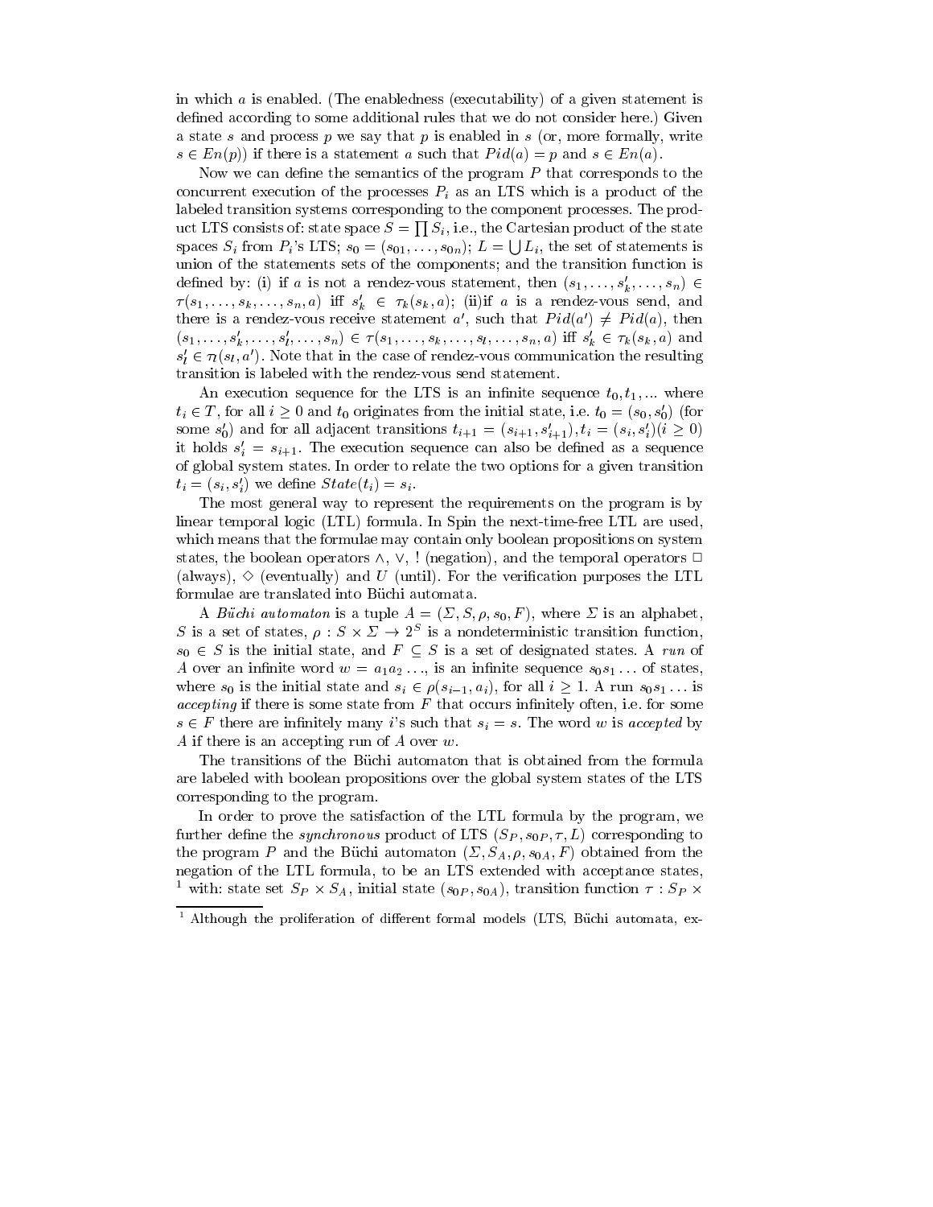in which $a$ is enabled. (The enabledness (executability) of a given statement is defined according to some additional rules that we do not consider here.) Given a state $s$ and process $p$ we say that $p$ is enabled in $s$ (or, more formally, write $s \in En(p)$) if there is a statement $a$ such that $Pid(a) = p$ and $s \in En(a)$.

Now we can define the semantics of the program $P$ that corresponds to the concurrent execution of the processes $P_i$ as an LTS which is a product of the labeled transition systems corresponding to the component processes. The product LTS consists of: state space $S = \prod S_i$, i.e., the Cartesian product of the state spaces $S_i$ from $P_i$'s LTS; $s_0 = (s_{01}, \ldots, s_{0n})$; $L = \bigcup L_i$, the set of statements is union of the statements sets of the components; and the transition function is defined by: (i) if $a$ is not a rendez-vous statement, then $(s_1, \ldots, s'_k, \ldots, s_n) \in \tau(s_1, \ldots, s_k, \ldots, s_n, a)$ iff $s'_k \in \tau_k(s_k, a)$; (ii)if $a$ is a rendez-vous send, and there is a rendez-vous receive statement $a'$, such that $Pid(a') \neq Pid(a)$, then $(s_1, \ldots, s'_k, \ldots, s'_l, \ldots, s_n) \in \tau(s_1, \ldots, s_k, \ldots, s_l, \ldots, s_n, a)$ iff $s'_k \in \tau_k(s_k, a)$ and $s'_l \in \tau_l(s_l, a')$. Note that in the case of rendez-vous communication the resulting transition is labeled with the rendez-vous send statement.

An execution sequence for the LTS is an infinite sequence $t_0, t_1, \ldots$ where $t_i \in T$, for all $i \geq 0$ and $t_0$ originates from the initial state, i.e. $t_0 = (s_0, s'_0)$ (for some $s'_0$) and for all adjacent transitions $t_{i+1} = (s_{i+1}, s'_{i+1}), t_i = (s_i, s'_i) (i \geq 0)$ it holds $s'_i = s_{i+1}$. The execution sequence can also be defined as a sequence of global system states. In order to relate the two options for a given transition $t_i = (s_i, s'_i)$ we define $State(t_i) = s_i$.

The most general way to represent the requirements on the program is by linear temporal logic (LTL) formula. In Spin the next-time-free LTL are used, which means that the formulae may contain only boolean propositions on system states, the boolean operators $\wedge$, $\vee$, ! (negation), and the temporal operators $\Box$ (always), $\Diamond$ (eventually) and $U$ (until). For the verification purposes the LTL formulae are translated into Büchi automata.

A *Büchi automaton* is a tuple $A = (\Sigma, S, \rho, s_0, F)$, where $\Sigma$ is an alphabet, $S$ is a set of states, $\rho : S \times \Sigma \to 2^S$ is a nondeterministic transition function, $s_0 \in S$ is the initial state, and $F \subseteq S$ is a set of designated states. A *run* of $A$ over an infinite word $w = a_1 a_2 \ldots$, is an infinite sequence $s_0 s_1 \ldots$ of states, where $s_0$ is the initial state and $s_i \in \rho(s_{i-1}, a_i)$, for all $i \geq 1$. A run $s_0 s_1 \ldots$ is *accepting* if there is some state from $F$ that occurs infinitely often, i.e. for some $s \in F$ there are infinitely many $i$'s such that $s_i = s$. The word $w$ is *accepted* by $A$ if there is an accepting run of $A$ over $w$.

The transitions of the Büchi automaton that is obtained from the formula are labeled with boolean propositions over the global system states of the LTS corresponding to the program.

In order to prove the satisfaction of the LTL formula by the program, we further define the *synchronous* product of LTS $(S_P, s_{0P}, \tau, L)$ corresponding to the program $P$ and the Büchi automaton $(\Sigma, S_A, \rho, s_{0A}, F)$ obtained from the negation of the LTL formula, to be an LTS extended with acceptance states, [1] with: state set $S_P \times S_A$, initial state $(s_{0P}, s_{0A})$, transition function $\tau : S_P \times$

[1] Although the proliferation of different formal models (LTS, Büchi automata, ex-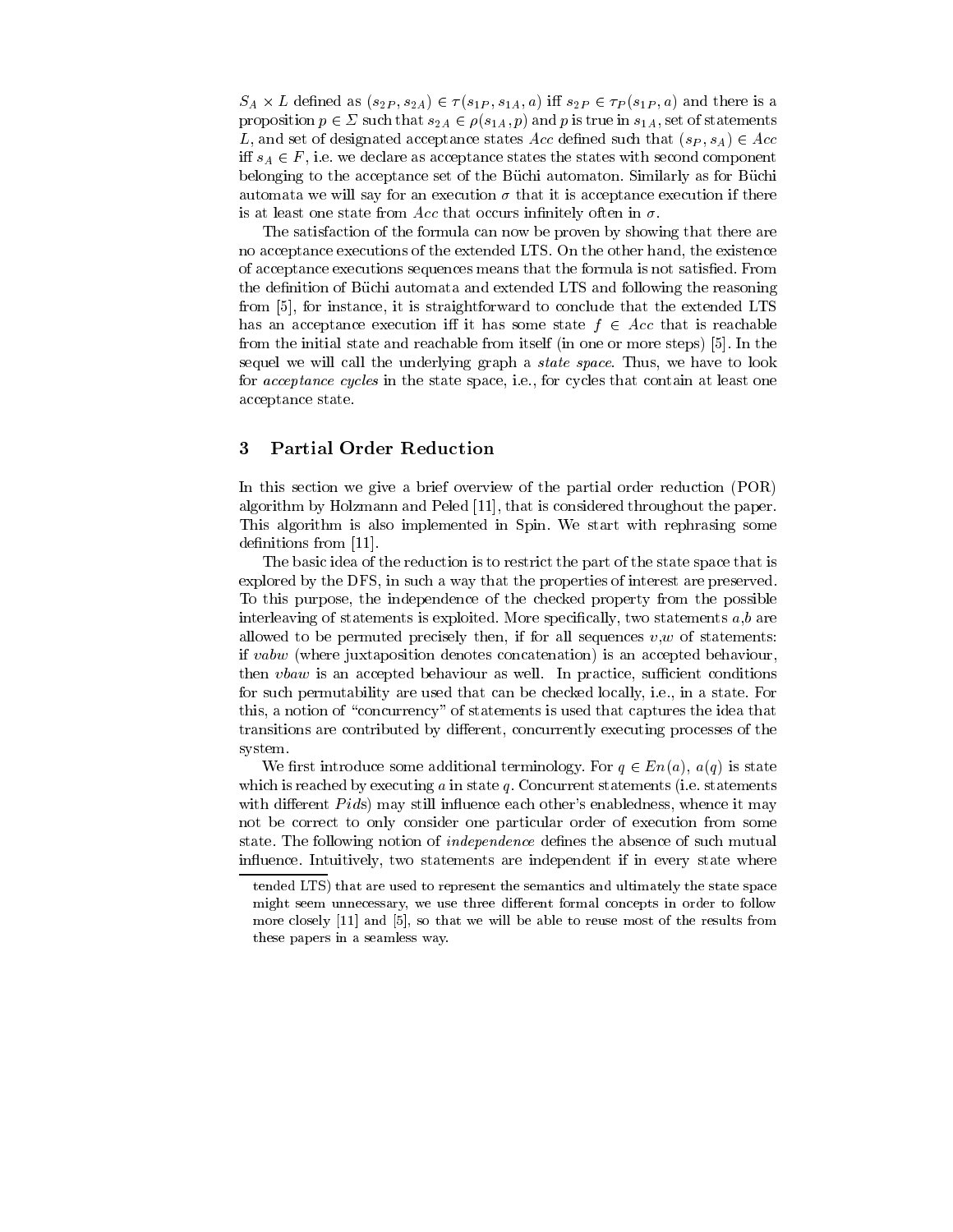$S_A \times L$ defined as $(s_{2P}, s_{2A}) \in \tau(s_{1P}, s_{1A}, a)$ iff $s_{2P} \in \tau_P(s_{1P}, a)$ and there is a proposition $p \in \Sigma$ such that $s_{2A} \in \rho(s_{1A}, p)$ and $p$ is true in $s_{1A}$, set of statements $L$, and set of designated acceptance states $Acc$ defined such that $(s_P, s_A) \in Acc$ iff $s_A \in F$, i.e. we declare as acceptance states the states with second component belonging to the acceptance set of the Büchi automaton. Similarly as for Büchi automata we will say for an execution $\sigma$ that it is acceptance execution if there is at least one state from $Acc$ that occurs infinitely often in $\sigma$.

The satisfaction of the formula can now be proven by showing that there are no acceptance executions of the extended LTS. On the other hand, the existence of acceptance executions sequences means that the formula is not satisfied. From the definition of Büchi automata and extended LTS and following the reasoning from [5], for instance, it is straightforward to conclude that the extended LTS has an acceptance execution iff it has some state $f \in Acc$ that is reachable from the initial state and reachable from itself (in one or more steps) [5]. In the sequel we will call the underlying graph a *state space*. Thus, we have to look for *acceptance cycles* in the state space, i.e., for cycles that contain at least one acceptance state.

## 3 Partial Order Reduction

In this section we give a brief overview of the partial order reduction (POR) algorithm by Holzmann and Peled [11], that is considered throughout the paper. This algorithm is also implemented in Spin. We start with rephrasing some definitions from [11].

The basic idea of the reduction is to restrict the part of the state space that is explored by the DFS, in such a way that the properties of interest are preserved. To this purpose, the independence of the checked property from the possible interleaving of statements is exploited. More specifically, two statements $a$,$b$ are allowed to be permuted precisely then, if for all sequences $v$,$w$ of statements: if $vabw$ (where juxtaposition denotes concatenation) is an accepted behaviour, then $vbaw$ is an accepted behaviour as well. In practice, sufficient conditions for such permutability are used that can be checked locally, i.e., in a state. For this, a notion of "concurrency" of statements is used that captures the idea that transitions are contributed by different, concurrently executing processes of the system.

We first introduce some additional terminology. For $q \in En(a)$, $a(q)$ is state which is reached by executing $a$ in state $q$. Concurrent statements (i.e. statements with different $Pid$s) may still influence each other's enabledness, whence it may not be correct to only consider one particular order of execution from some state. The following notion of *independence* defines the absence of such mutual influence. Intuitively, two statements are independent if in every state where

tended LTS) that are used to represent the semantics and ultimately the state space might seem unnecessary, we use three different formal concepts in order to follow more closely [11] and [5], so that we will be able to reuse most of the results from these papers in a seamless way.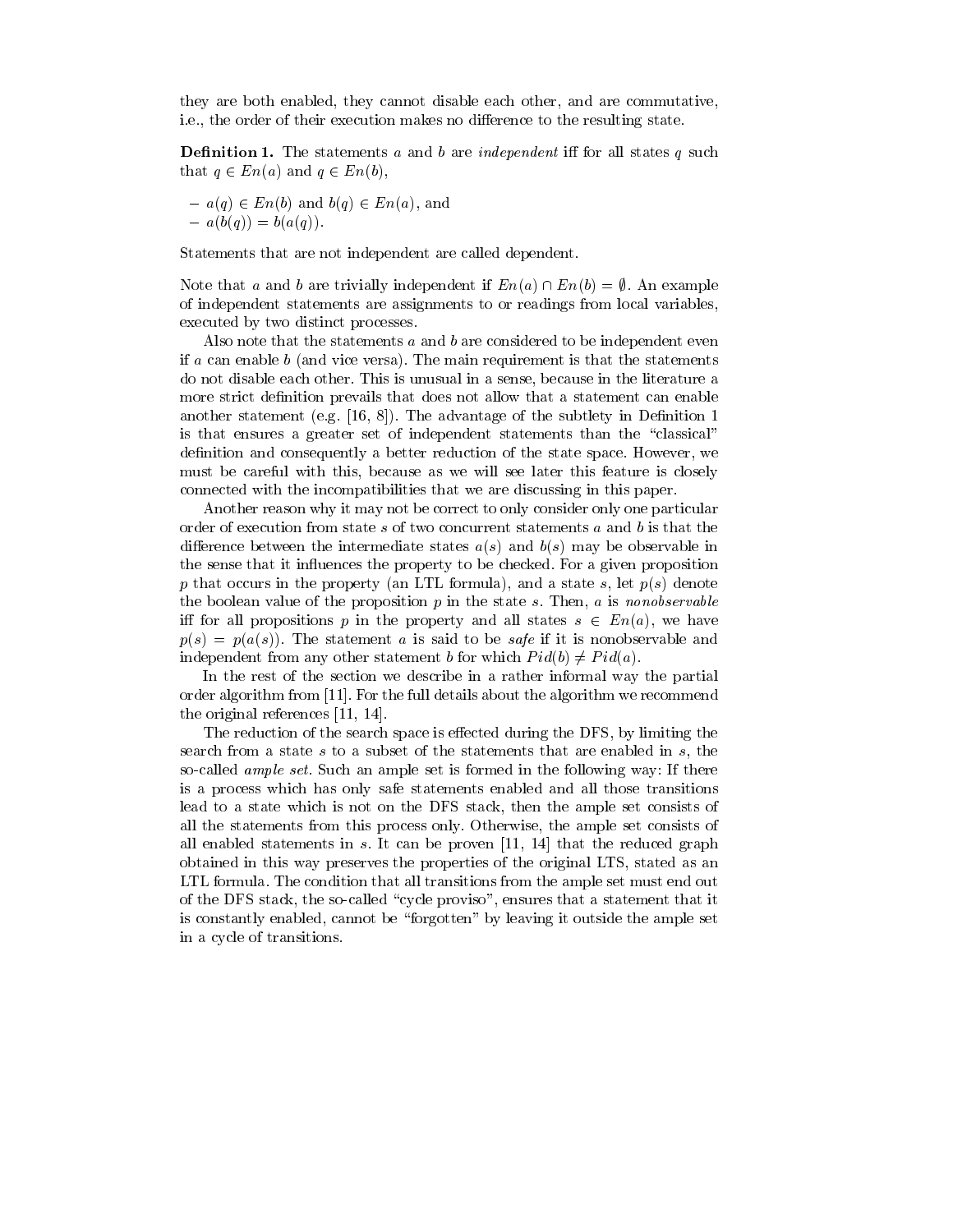they are both enabled, they cannot disable each other, and are commutative, i.e., the order of their execution makes no difference to the resulting state.

**Definition 1.** The statements $a$ and $b$ are *independent* iff for all states $q$ such that $q \in En(a)$ and $q \in En(b)$,

- $a(q) \in En(b)$ and $b(q) \in En(a)$, and
- $a(b(q)) = b(a(q))$.

Statements that are not independent are called dependent.

Note that $a$ and $b$ are trivially independent if $En(a) \cap En(b) = \emptyset$. An example of independent statements are assignments to or readings from local variables, executed by two distinct processes.

Also note that the statements $a$ and $b$ are considered to be independent even if $a$ can enable $b$ (and vice versa). The main requirement is that the statements do not disable each other. This is unusual in a sense, because in the literature a more strict definition prevails that does not allow that a statement can enable another statement (e.g. [16, 8]). The advantage of the subtlety in Definition 1 is that ensures a greater set of independent statements than the "classical" definition and consequently a better reduction of the state space. However, we must be careful with this, because as we will see later this feature is closely connected with the incompatibilities that we are discussing in this paper.

Another reason why it may not be correct to only consider only one particular order of execution from state $s$ of two concurrent statements $a$ and $b$ is that the difference between the intermediate states $a(s)$ and $b(s)$ may be observable in the sense that it influences the property to be checked. For a given proposition $p$ that occurs in the property (an LTL formula), and a state $s$, let $p(s)$ denote the boolean value of the proposition $p$ in the state $s$. Then, $a$ is *nonobservable* iff for all propositions $p$ in the property and all states $s \in En(a)$, we have $p(s) = p(a(s))$. The statement $a$ is said to be *safe* if it is nonobservable and independent from any other statement $b$ for which $Pid(b) \neq Pid(a)$.

In the rest of the section we describe in a rather informal way the partial order algorithm from [11]. For the full details about the algorithm we recommend the original references [11, 14].

The reduction of the search space is effected during the DFS, by limiting the search from a state $s$ to a subset of the statements that are enabled in $s$, the so-called *ample set*. Such an ample set is formed in the following way: If there is a process which has only safe statements enabled and all those transitions lead to a state which is not on the DFS stack, then the ample set consists of all the statements from this process only. Otherwise, the ample set consists of all enabled statements in $s$. It can be proven [11, 14] that the reduced graph obtained in this way preserves the properties of the original LTS, stated as an LTL formula. The condition that all transitions from the ample set must end out of the DFS stack, the so-called "cycle proviso", ensures that a statement that it is constantly enabled, cannot be "forgotten" by leaving it outside the ample set in a cycle of transitions.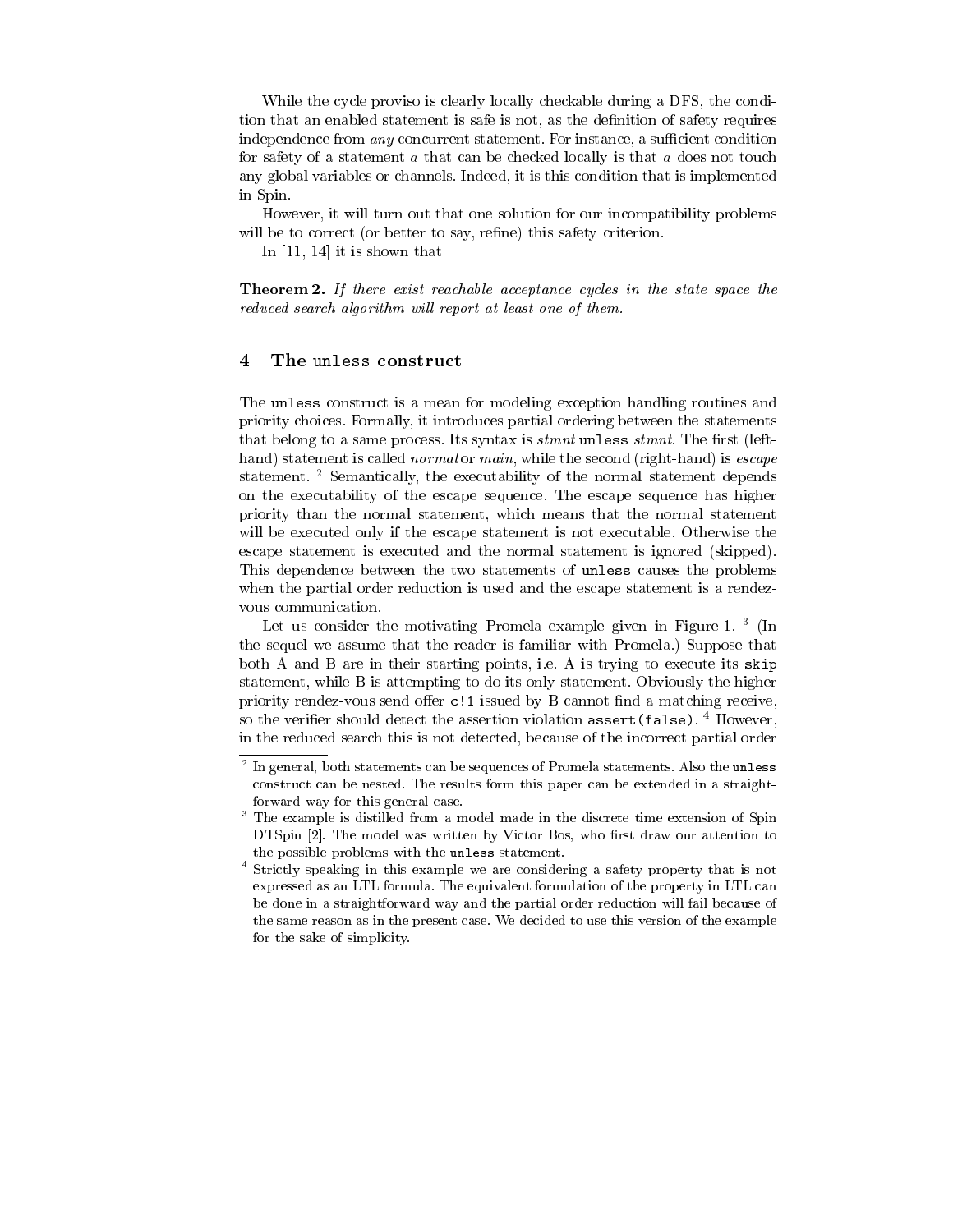While the cycle proviso is clearly locally checkable during a DFS, the condition that an enabled statement is safe is not, as the definition of safety requires independence from *any* concurrent statement. For instance, a sufficient condition for safety of a statement $a$ that can be checked locally is that $a$ does not touch any global variables or channels. Indeed, it is this condition that is implemented in Spin.

However, it will turn out that one solution for our incompatibility problems will be to correct (or better to say, refine) this safety criterion.

In [11, 14] it is shown that

**Theorem 2.** *If there exist reachable acceptance cycles in the state space the reduced search algorithm will report at least one of them.*

## 4 The `unless` construct

The `unless` construct is a mean for modeling exception handling routines and priority choices. Formally, it introduces partial ordering between the statements that belong to a same process. Its syntax is *stmnt* `unless` *stmnt*. The first (left-hand) statement is called *normal* or *main*, while the second (right-hand) is *escape* statement. [2] Semantically, the executability of the normal statement depends on the executability of the escape sequence. The escape sequence has higher priority than the normal statement, which means that the normal statement will be executed only if the escape statement is not executable. Otherwise the escape statement is executed and the normal statement is ignored (skipped). This dependence between the two statements of `unless` causes the problems when the partial order reduction is used and the escape statement is a rendezvous communication.

Let us consider the motivating Promela example given in Figure 1. [3] (In the sequel we assume that the reader is familiar with Promela.) Suppose that both A and B are in their starting points, i.e. A is trying to execute its `skip` statement, while B is attempting to do its only statement. Obviously the higher priority rendez-vous send offer `c!1` issued by B cannot find a matching receive, so the verifier should detect the assertion violation `assert(false)`. [4] However, in the reduced search this is not detected, because of the incorrect partial order

---

[2] In general, both statements can be sequences of Promela statements. Also the `unless` construct can be nested. The results form this paper can be extended in a straightforward way for this general case.

[3] The example is distilled from a model made in the discrete time extension of Spin DTSpin [2]. The model was written by Victor Bos, who first draw our attention to the possible problems with the `unless` statement.

[4] Strictly speaking in this example we are considering a safety property that is not expressed as an LTL formula. The equivalent formulation of the property in LTL can be done in a straightforward way and the partial order reduction will fail because of the same reason as in the present case. We decided to use this version of the example for the sake of simplicity.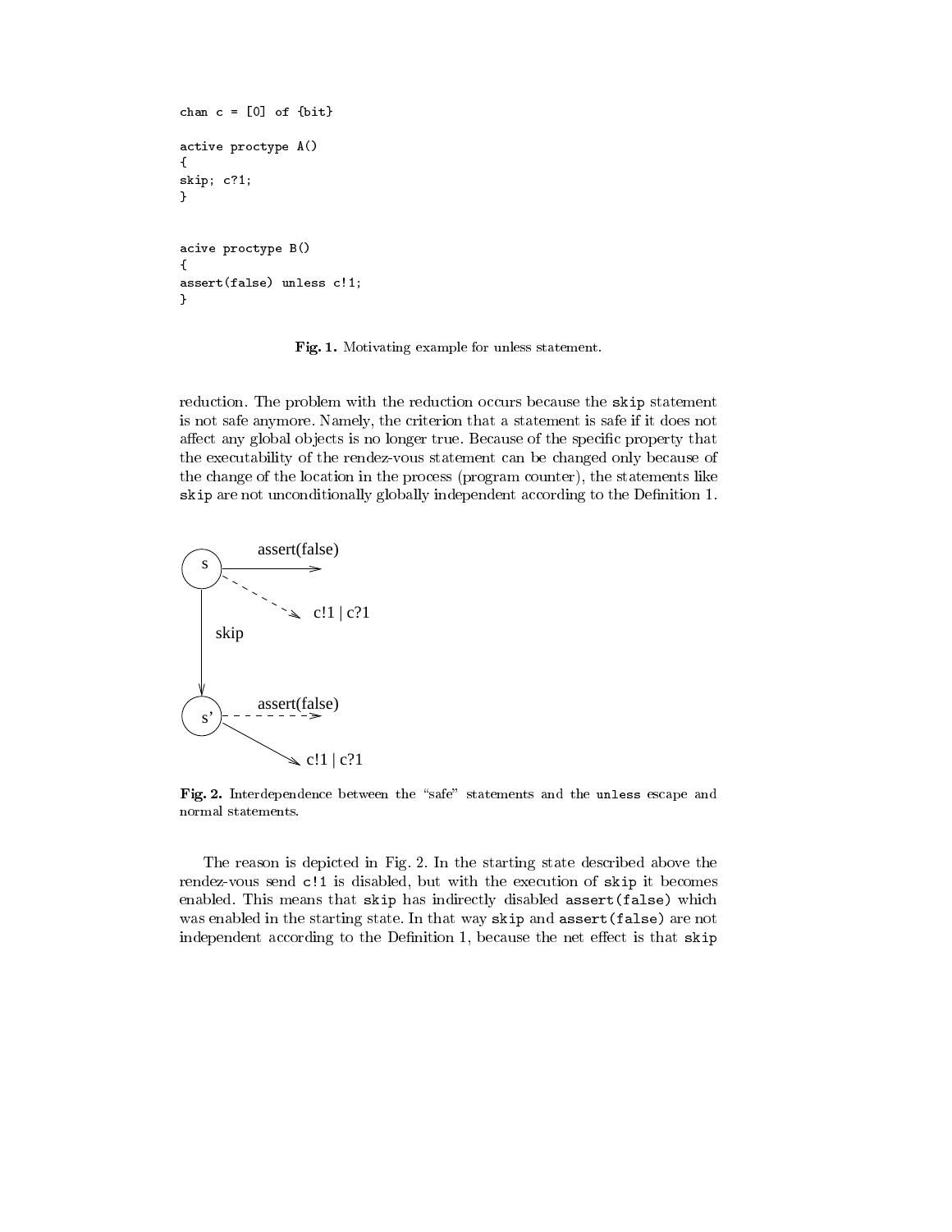```
chan c = [0] of {bit}

active proctype A()
{
skip; c?1;
}


acive proctype B()
{
assert(false) unless c!1;
}
```

**Fig. 1.** Motivating example for unless statement.

reduction. The problem with the reduction occurs because the `skip` statement is not safe anymore. Namely, the criterion that a statement is safe if it does not affect any global objects is no longer true. Because of the specific property that the executability of the rendez-vous statement can be changed only because of the change of the location in the process (program counter), the statements like `skip` are not unconditionally globally independent according to the Definition 1.

**Fig. 2.** Interdependence between the "safe" statements and the `unless` escape and normal statements.

The reason is depicted in Fig. 2. In the starting state described above the rendez-vous send `c!1` is disabled, but with the execution of `skip` it becomes enabled. This means that `skip` has indirectly disabled `assert(false)` which was enabled in the starting state. In that way `skip` and `assert(false)` are not independent according to the Definition 1, because the net effect is that `skip`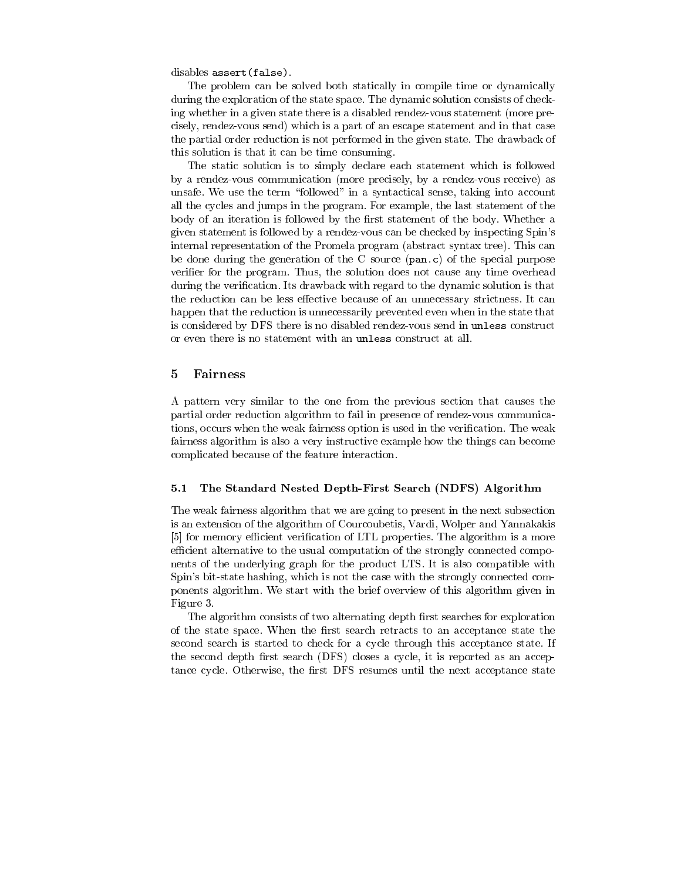disables `assert(false)`.

The problem can be solved both statically in compile time or dynamically during the exploration of the state space. The dynamic solution consists of checking whether in a given state there is a disabled rendez-vous statement (more precisely, rendez-vous send) which is a part of an escape statement and in that case the partial order reduction is not performed in the given state. The drawback of this solution is that it can be time consuming.

The static solution is to simply declare each statement which is followed by a rendez-vous communication (more precisely, by a rendez-vous receive) as unsafe. We use the term "followed" in a syntactical sense, taking into account all the cycles and jumps in the program. For example, the last statement of the body of an iteration is followed by the first statement of the body. Whether a given statement is followed by a rendez-vous can be checked by inspecting Spin's internal representation of the Promela program (abstract syntax tree). This can be done during the generation of the C source (`pan.c`) of the special purpose verifier for the program. Thus, the solution does not cause any time overhead during the verification. Its drawback with regard to the dynamic solution is that the reduction can be less effective because of an unnecessary strictness. It can happen that the reduction is unnecessarily prevented even when in the state that is considered by DFS there is no disabled rendez-vous send in `unless` construct or even there is no statement with an `unless` construct at all.

## 5 Fairness

A pattern very similar to the one from the previous section that causes the partial order reduction algorithm to fail in presence of rendez-vous communications, occurs when the weak fairness option is used in the verification. The weak fairness algorithm is also a very instructive example how the things can become complicated because of the feature interaction.

### 5.1 The Standard Nested Depth-First Search (NDFS) Algorithm

The weak fairness algorithm that we are going to present in the next subsection is an extension of the algorithm of Courcoubetis, Vardi, Wolper and Yannakakis [5] for memory efficient verification of LTL properties. The algorithm is a more efficient alternative to the usual computation of the strongly connected components of the underlying graph for the product LTS. It is also compatible with Spin's bit-state hashing, which is not the case with the strongly connected components algorithm. We start with the brief overview of this algorithm given in Figure 3.

The algorithm consists of two alternating depth first searches for exploration of the state space. When the first search retracts to an acceptance state the second search is started to check for a cycle through this acceptance state. If the second depth first search (DFS) closes a cycle, it is reported as an acceptance cycle. Otherwise, the first DFS resumes until the next acceptance state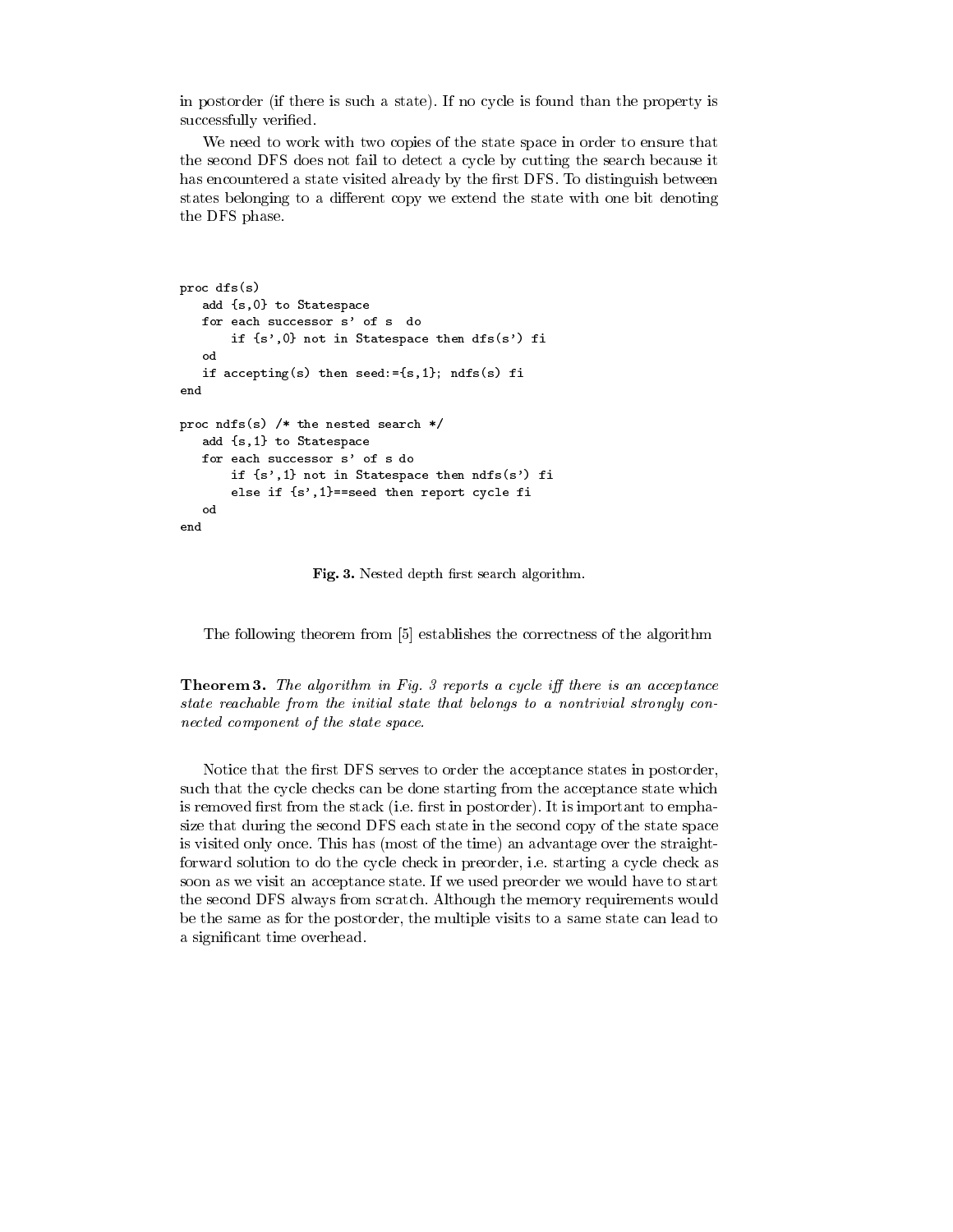in postorder (if there is such a state). If no cycle is found than the property is successfully verified.

We need to work with two copies of the state space in order to ensure that the second DFS does not fail to detect a cycle by cutting the search because it has encountered a state visited already by the first DFS. To distinguish between states belonging to a different copy we extend the state with one bit denoting the DFS phase.

```
proc dfs(s)
   add {s,0} to Statespace
   for each successor s' of s  do
       if {s',0} not in Statespace then dfs(s') fi
   od
   if accepting(s) then seed:={s,1}; ndfs(s) fi
end

proc ndfs(s) /* the nested search */
   add {s,1} to Statespace
   for each successor s' of s do
       if {s',1} not in Statespace then ndfs(s') fi
       else if {s',1}==seed then report cycle fi
   od
end
```

**Fig. 3.** Nested depth first search algorithm.

The following theorem from [5] establishes the correctness of the algorithm

**Theorem 3.** *The algorithm in Fig. 3 reports a cycle iff there is an acceptance state reachable from the initial state that belongs to a nontrivial strongly connected component of the state space.*

Notice that the first DFS serves to order the acceptance states in postorder, such that the cycle checks can be done starting from the acceptance state which is removed first from the stack (i.e. first in postorder). It is important to emphasize that during the second DFS each state in the second copy of the state space is visited only once. This has (most of the time) an advantage over the straightforward solution to do the cycle check in preorder, i.e. starting a cycle check as soon as we visit an acceptance state. If we used preorder we would have to start the second DFS always from scratch. Although the memory requirements would be the same as for the postorder, the multiple visits to a same state can lead to a significant time overhead.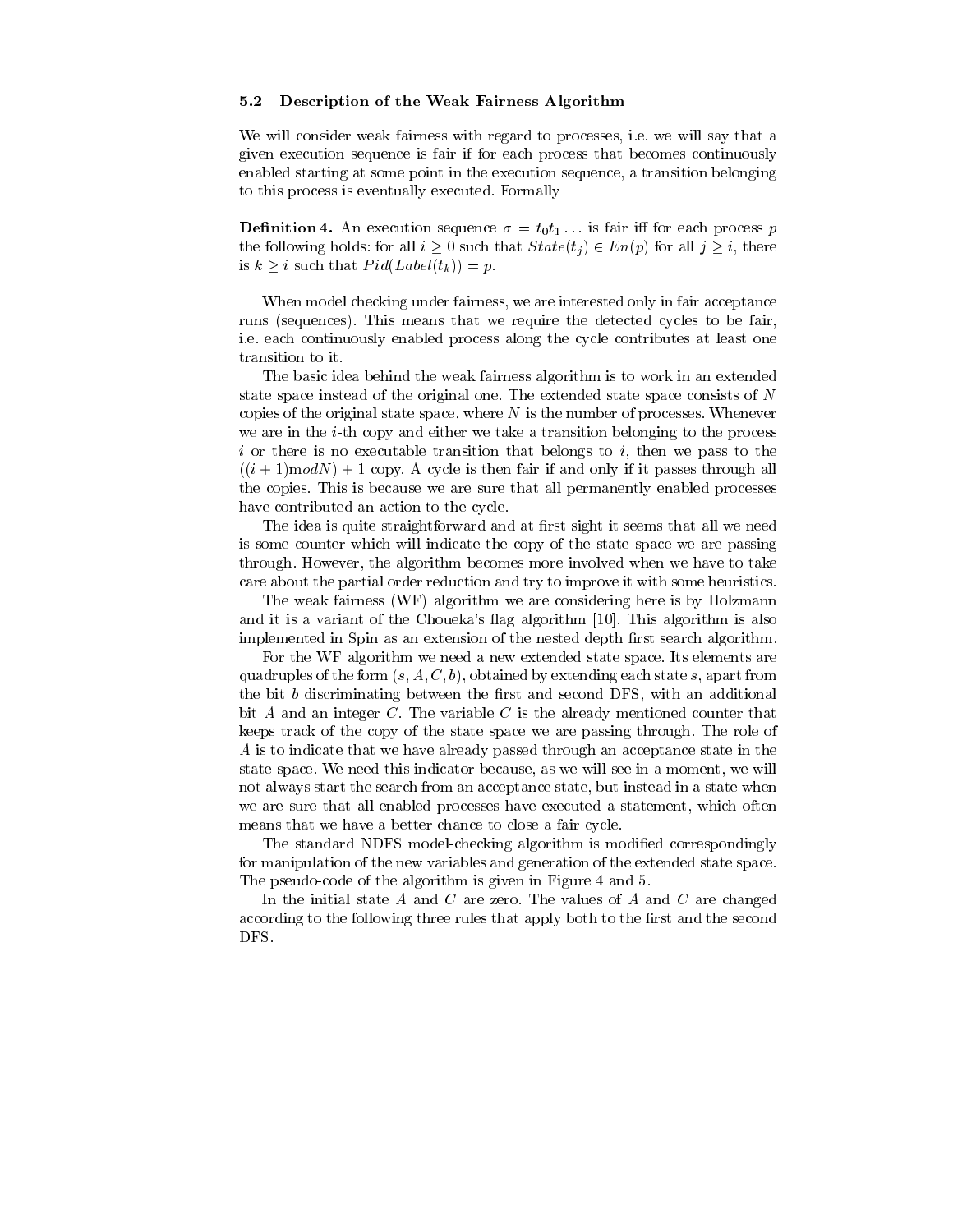### 5.2 Description of the Weak Fairness Algorithm

We will consider weak fairness with regard to processes, i.e. we will say that a given execution sequence is fair if for each process that becomes continuously enabled starting at some point in the execution sequence, a transition belonging to this process is eventually executed. Formally

**Definition 4.** An execution sequence $\sigma = t_0 t_1 \ldots$ is fair iff for each process $p$ the following holds: for all $i \geq 0$ such that $State(t_j) \in En(p)$ for all $j \geq i$, there is $k \geq i$ such that $Pid(Label(t_k)) = p$.

When model checking under fairness, we are interested only in fair acceptance runs (sequences). This means that we require the detected cycles to be fair, i.e. each continuously enabled process along the cycle contributes at least one transition to it.

The basic idea behind the weak fairness algorithm is to work in an extended state space instead of the original one. The extended state space consists of $N$ copies of the original state space, where $N$ is the number of processes. Whenever we are in the $i$-th copy and either we take a transition belonging to the process $i$ or there is no executable transition that belongs to $i$, then we pass to the $((i+1) \mathrm{mod} N) + 1$ copy. A cycle is then fair if and only if it passes through all the copies. This is because we are sure that all permanently enabled processes have contributed an action to the cycle.

The idea is quite straightforward and at first sight it seems that all we need is some counter which will indicate the copy of the state space we are passing through. However, the algorithm becomes more involved when we have to take care about the partial order reduction and try to improve it with some heuristics.

The weak fairness (WF) algorithm we are considering here is by Holzmann and it is a variant of the Choueka's flag algorithm [10]. This algorithm is also implemented in Spin as an extension of the nested depth first search algorithm.

For the WF algorithm we need a new extended state space. Its elements are quadruples of the form $(s, A, C, b)$, obtained by extending each state $s$, apart from the bit $b$ discriminating between the first and second DFS, with an additional bit $A$ and an integer $C$. The variable $C$ is the already mentioned counter that keeps track of the copy of the state space we are passing through. The role of $A$ is to indicate that we have already passed through an acceptance state in the state space. We need this indicator because, as we will see in a moment, we will not always start the search from an acceptance state, but instead in a state when we are sure that all enabled processes have executed a statement, which often means that we have a better chance to close a fair cycle.

The standard NDFS model-checking algorithm is modified correspondingly for manipulation of the new variables and generation of the extended state space. The pseudo-code of the algorithm is given in Figure 4 and 5.

In the initial state $A$ and $C$ are zero. The values of $A$ and $C$ are changed according to the following three rules that apply both to the first and the second DFS.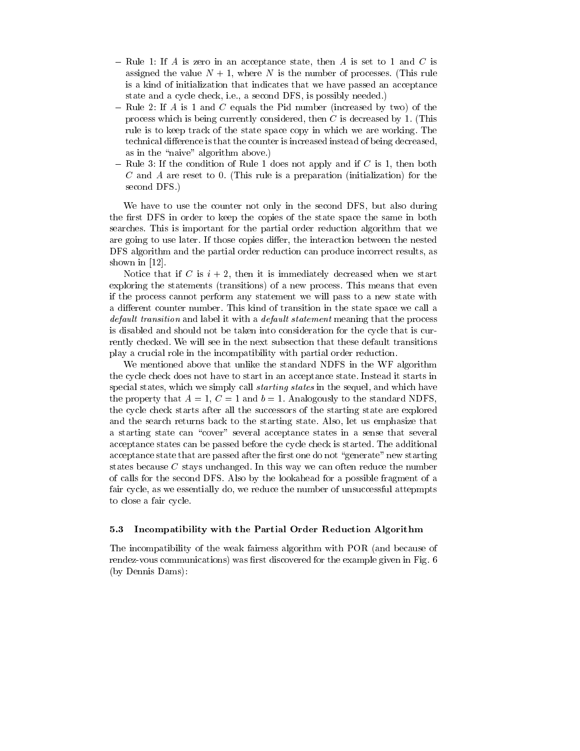- Rule 1: If $A$ is zero in an acceptance state, then $A$ is set to 1 and $C$ is assigned the value $N + 1$, where $N$ is the number of processes. (This rule is a kind of initialization that indicates that we have passed an acceptance state and a cycle check, i.e., a second DFS, is possibly needed.)
- Rule 2: If $A$ is 1 and $C$ equals the Pid number (increased by two) of the process which is being currently considered, then $C$ is decreased by 1. (This rule is to keep track of the state space copy in which we are working. The technical difference is that the counter is increased instead of being decreased, as in the "naive" algorithm above.)
- Rule 3: If the condition of Rule 1 does not apply and if $C$ is 1, then both $C$ and $A$ are reset to 0. (This rule is a preparation (initialization) for the second DFS.)

We have to use the counter not only in the second DFS, but also during the first DFS in order to keep the copies of the state space the same in both searches. This is important for the partial order reduction algorithm that we are going to use later. If those copies differ, the interaction between the nested DFS algorithm and the partial order reduction can produce incorrect results, as shown in [12].

Notice that if $C$ is $i + 2$, then it is immediately decreased when we start exploring the statements (transitions) of a new process. This means that even if the process cannot perform any statement we will pass to a new state with a different counter number. This kind of transition in the state space we call a *default transition* and label it with a *default statement* meaning that the process is disabled and should not be taken into consideration for the cycle that is currently checked. We will see in the next subsection that these default transitions play a crucial role in the incompatibility with partial order reduction.

We mentioned above that unlike the standard NDFS in the WF algorithm the cycle check does not have to start in an acceptance state. Instead it starts in special states, which we simply call *starting states* in the sequel, and which have the property that $A = 1$, $C = 1$ and $b = 1$. Analogously to the standard NDFS, the cycle check starts after all the successors of the starting state are explored and the search returns back to the starting state. Also, let us emphasize that a starting state can "cover" several acceptance states in a sense that several acceptance states can be passed before the cycle check is started. The additional acceptance state that are passed after the first one do not "generate" new starting states because $C$ stays unchanged. In this way we can often reduce the number of calls for the second DFS. Also by the lookahead for a possible fragment of a fair cycle, as we essentially do, we reduce the number of unsuccessful attepmpts to close a fair cycle.

### 5.3 Incompatibility with the Partial Order Reduction Algorithm

The incompatibility of the weak fairness algorithm with POR (and because of rendez-vous communications) was first discovered for the example given in Fig. 6 (by Dennis Dams):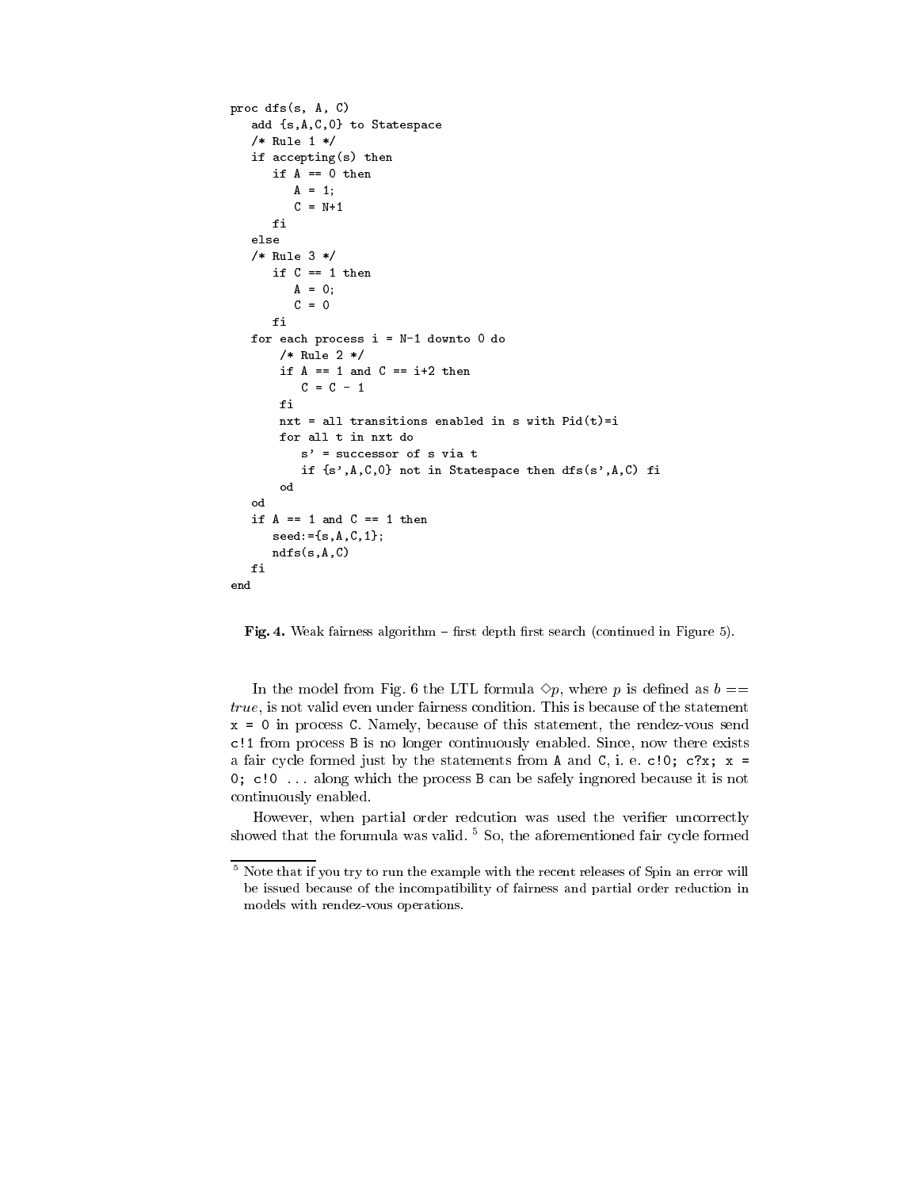```
proc dfs(s, A, C)
   add {s,A,C,0} to Statespace
   /* Rule 1 */
   if accepting(s) then
      if A == 0 then
         A = 1;
         C = N+1
      fi
   else
   /* Rule 3 */
      if C == 1 then
         A = 0;
         C = 0
      fi
   for each process i = N-1 downto 0 do
       /* Rule 2 */
       if A == 1 and C == i+2 then
          C = C - 1
       fi
       nxt = all transitions enabled in s with Pid(t)=i
       for all t in nxt do
          s' = successor of s via t
          if {s',A,C,0} not in Statespace then dfs(s',A,C) fi
       od
   od
   if A == 1 and C == 1 then
      seed:={s,A,C,1};
      ndfs(s,A,C)
   fi
end
```

**Fig. 4.** Weak fairness algorithm – first depth first search (continued in Figure 5).

In the model from Fig. 6 the LTL formula $\Diamond p$, where $p$ is defined as $b == true$, is not valid even under fairness condition. This is because of the statement `x = 0` in process `C`. Namely, because of this statement, the rendez-vous send `c!1` from process `B` is no longer continuously enabled. Since, now there exists a fair cycle formed just by the statements from `A` and `C`, i. e. `c!0; c?x; x = 0; c!0 ...` along which the process `B` can be safely ingnored because it is not continuously enabled.

However, when partial order redcution was used the verifier uncorrectly showed that the forumula was valid. [5] So, the aforementioned fair cycle formed

[5] Note that if you try to run the example with the recent releases of Spin an error will be issued because of the incompatibility of fairness and partial order reduction in models with rendez-vous operations.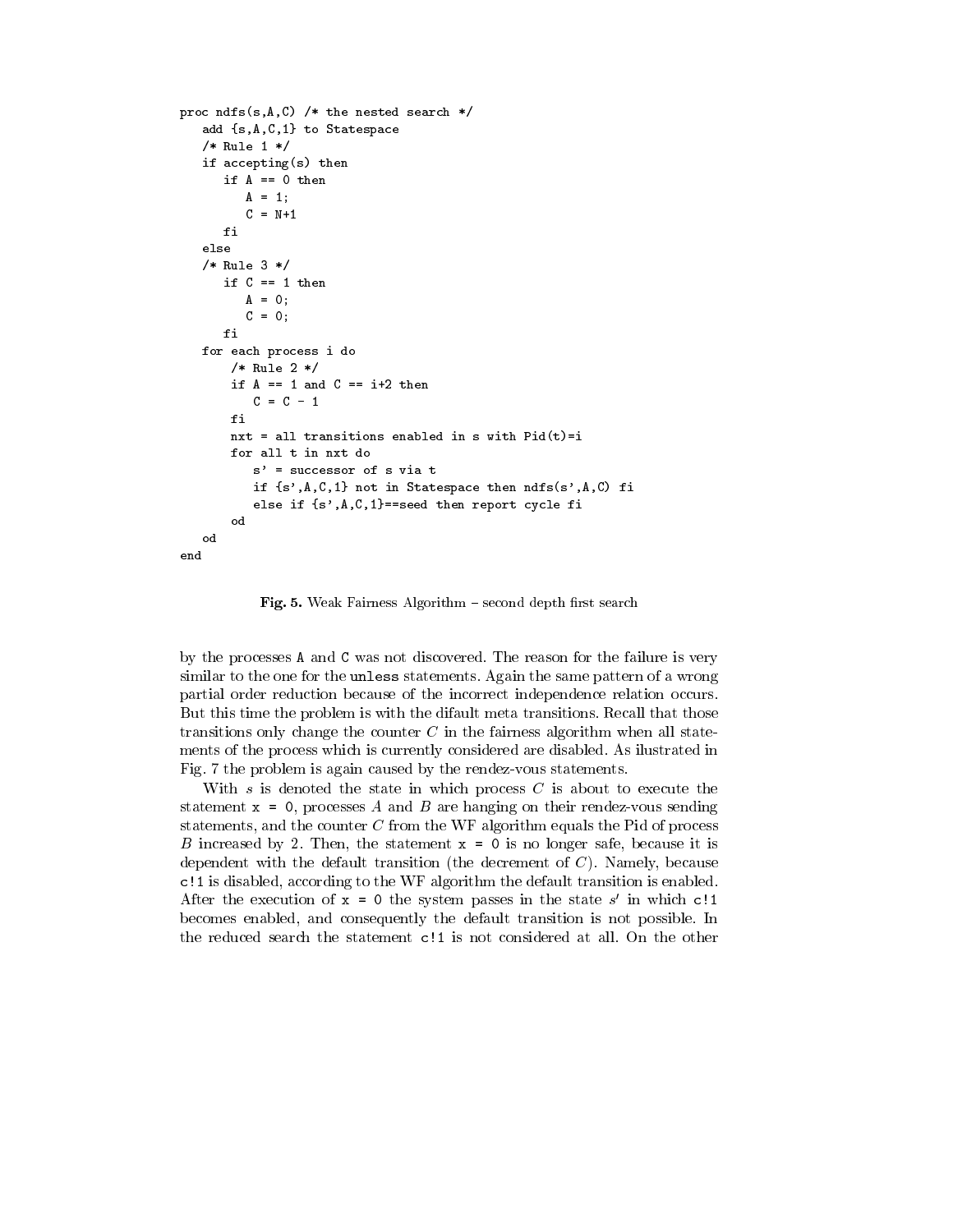```
proc ndfs(s,A,C) /* the nested search */
   add {s,A,C,1} to Statespace
   /* Rule 1 */
   if accepting(s) then
      if A == 0 then
         A = 1;
         C = N+1
      fi
   else
   /* Rule 3 */
      if C == 1 then
         A = 0;
         C = 0;
      fi
   for each process i do
       /* Rule 2 */
       if A == 1 and C == i+2 then
          C = C - 1
       fi
       nxt = all transitions enabled in s with Pid(t)=i
       for all t in nxt do
          s' = successor of s via t
          if {s',A,C,1} not in Statespace then ndfs(s',A,C) fi
          else if {s',A,C,1}==seed then report cycle fi
       od
   od
end
```

**Fig. 5.** Weak Fairness Algorithm – second depth first search

by the processes A and C was not discovered. The reason for the failure is very similar to the one for the `unless` statements. Again the same pattern of a wrong partial order reduction because of the incorrect independence relation occurs. But this time the problem is with the difault meta transitions. Recall that those transitions only change the counter $C$ in the fairness algorithm when all statements of the process which is currently considered are disabled. As ilustrated in Fig. 7 the problem is again caused by the rendez-vous statements.

With $s$ is denoted the state in which process $C$ is about to execute the statement `x = 0`, processes $A$ and $B$ are hanging on their rendez-vous sending statements, and the counter $C$ from the WF algorithm equals the Pid of process $B$ increased by 2. Then, the statement `x = 0` is no longer safe, because it is dependent with the default transition (the decrement of $C$). Namely, because `c!1` is disabled, according to the WF algorithm the default transition is enabled. After the execution of `x = 0` the system passes in the state $s'$ in which `c!1` becomes enabled, and consequently the default transition is not possible. In the reduced search the statement `c!1` is not considered at all. On the other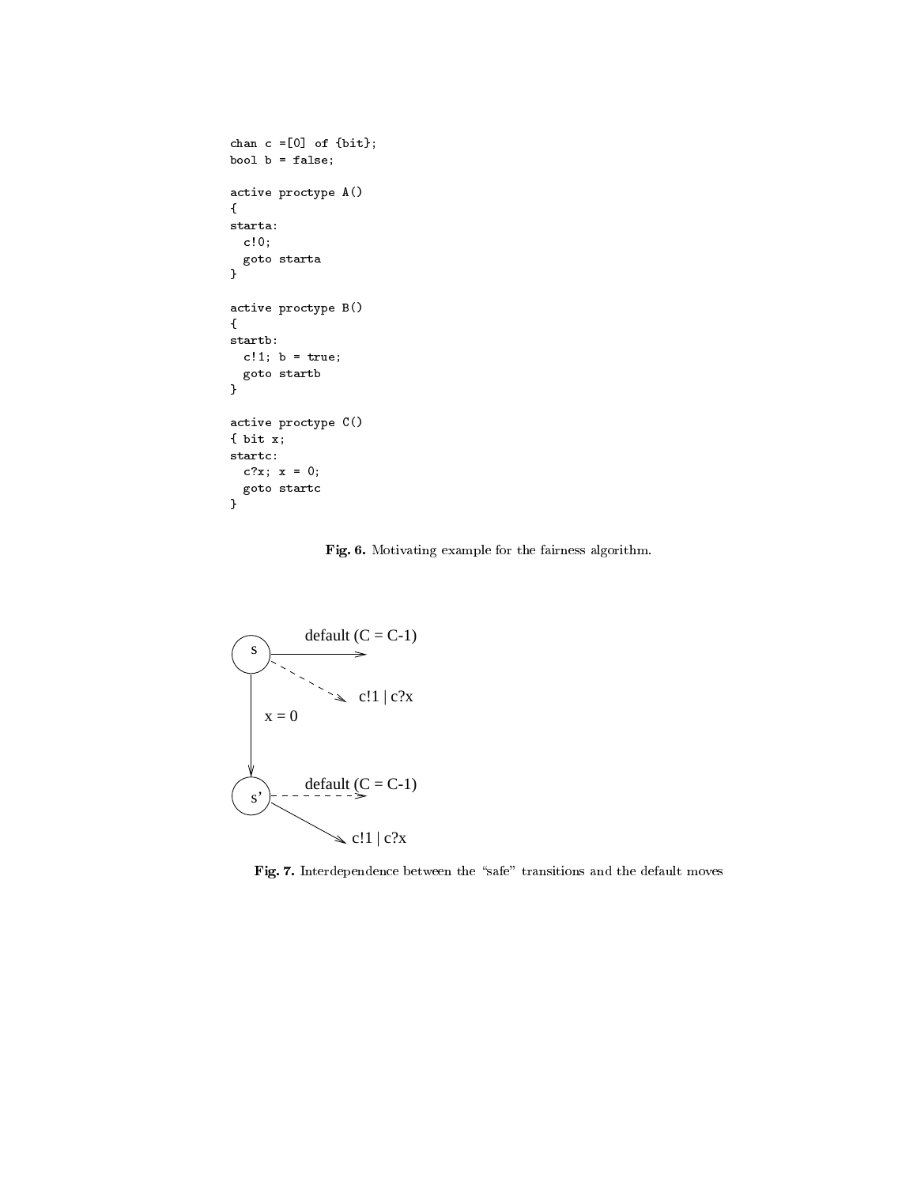```
chan c =[0] of {bit};
bool b = false;

active proctype A()
{
starta:
  c!0;
  goto starta
}

active proctype B()
{
startb:
  c!1; b = true;
  goto startb
}

active proctype C()
{ bit x;
startc:
  c?x; x = 0;
  goto startc
}
```

**Fig. 6.** Motivating example for the fairness algorithm.

**Fig. 7.** Interdependence between the "safe" transitions and the default moves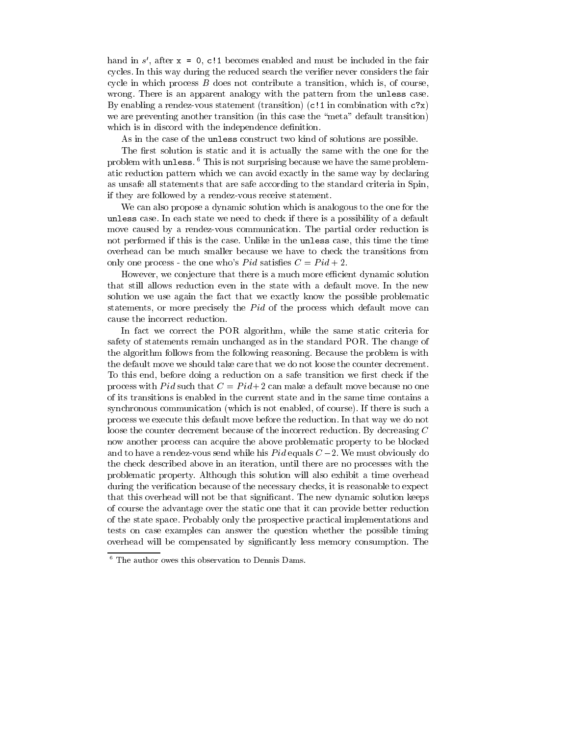hand in $s'$, after `x = 0`, `c!1` becomes enabled and must be included in the fair cycles. In this way during the reduced search the verifier never considers the fair cycle in which process $B$ does not contribute a transition, which is, of course, wrong. There is an apparent analogy with the pattern from the `unless` case. By enabling a rendez-vous statement (transition) (`c!1` in combination with `c?x`) we are preventing another transition (in this case the "meta" default transition) which is in discord with the independence definition.

As in the case of the `unless` construct two kind of solutions are possible.

The first solution is static and it is actually the same with the one for the problem with `unless`. [6] This is not surprising because we have the same problematic reduction pattern which we can avoid exactly in the same way by declaring as unsafe all statements that are safe according to the standard criteria in Spin, if they are followed by a rendez-vous receive statement.

We can also propose a dynamic solution which is analogous to the one for the `unless` case. In each state we need to check if there is a possibility of a default move caused by a rendez-vous communication. The partial order reduction is not performed if this is the case. Unlike in the `unless` case, this time the time overhead can be much smaller because we have to check the transitions from only one process - the one who's $Pid$ satisfies $C = Pid + 2$.

However, we conjecture that there is a much more efficient dynamic solution that still allows reduction even in the state with a default move. In the new solution we use again the fact that we exactly know the possible problematic statements, or more precisely the $Pid$ of the process which default move can cause the incorrect reduction.

In fact we correct the POR algorithm, while the same static criteria for safety of statements remain unchanged as in the standard POR. The change of the algorithm follows from the following reasoning. Because the problem is with the default move we should take care that we do not loose the counter decrement. To this end, before doing a reduction on a safe transition we first check if the process with $Pid$ such that $C = Pid + 2$ can make a default move because no one of its transitions is enabled in the current state and in the same time contains a synchronous communication (which is not enabled, of course). If there is such a process we execute this default move before the reduction. In that way we do not loose the counter decrement because of the incorrect reduction. By decreasing $C$ now another process can acquire the above problematic property to be blocked and to have a rendez-vous send while his $Pid$ equals $C - 2$. We must obviously do the check described above in an iteration, until there are no processes with the problematic property. Although this solution will also exhibit a time overhead during the verification because of the necessary checks, it is reasonable to expect that this overhead will not be that significant. The new dynamic solution keeps of course the advantage over the static one that it can provide better reduction of the state space. Probably only the prospective practical implementations and tests on case examples can answer the question whether the possible timing overhead will be compensated by significantly less memory consumption. The

[6] The author owes this observation to Dennis Dams.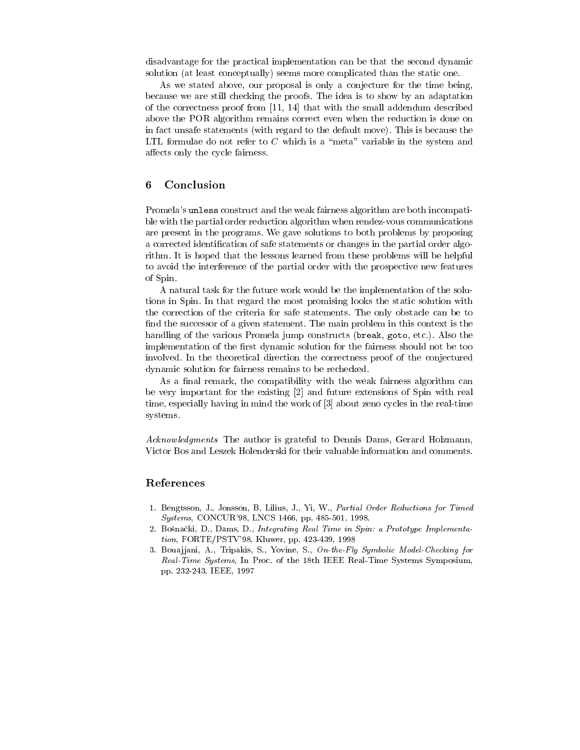disadvantage for the practical implementation can be that the second dynamic solution (at least conceptually) seems more complicated than the static one.

As we stated above, our proposal is only a conjecture for the time being, because we are still checking the proofs. The idea is to show by an adaptation of the correctness proof from [11, 14] that with the small addendum described above the POR algorithm remains correct even when the reduction is done on in fact unsafe statements (with regard to the default move). This is because the LTL formulae do not refer to $C$ which is a "meta" variable in the system and affects only the cycle fairness.

## 6 Conclusion

Promela's `unless` construct and the weak fairness algorithm are both incompatible with the partial order reduction algorithm when rendez-vous communications are present in the programs. We gave solutions to both problems by proposing a corrected identification of safe statements or changes in the partial order algorithm. It is hoped that the lessons learned from these problems will be helpful to avoid the interference of the partial order with the prospective new features of Spin.

A natural task for the future work would be the implementation of the solutions in Spin. In that regard the most promising looks the static solution with the correction of the criteria for safe statements. The only obstacle can be to find the successor of a given statement. The main problem in this context is the handling of the various Promela jump constructs (`break`, `goto`, etc.). Also the implementation of the first dynamic solution for the fairness should not be too involved. In the theoretical direction the correctness proof of the conjectured dynamic solution for fairness remains to be rechecked.

As a final remark, the compatibility with the weak fairness algorithm can be very important for the existing [2] and future extensions of Spin with real time, especially having in mind the work of [3] about zeno cycles in the real-time systems.

*Acknowledgments* The author is grateful to Dennis Dams, Gerard Holzmann, Victor Bos and Leszek Holenderski for their valuable information and comments.

## References

1. Bengtsson, J., Jonsson, B, Lilius, J., Yi, W., *Partial Order Reductions for Timed Systems*, CONCUR'98, LNCS 1466, pp. 485-501, 1998.
2. Bošnački, D., Dams, D., *Integrating Real Time in Spin: a Prototype Implementation*, FORTE/PSTV'98, Kluwer, pp. 423-439, 1998
3. Bouajjani, A., Tripakis, S., Yovine, S., *On-the-Fly Symbolic Model-Checking for Real-Time Systems*, In Proc. of the 18th IEEE Real-Time Systems Symposium, pp. 232-243, IEEE, 1997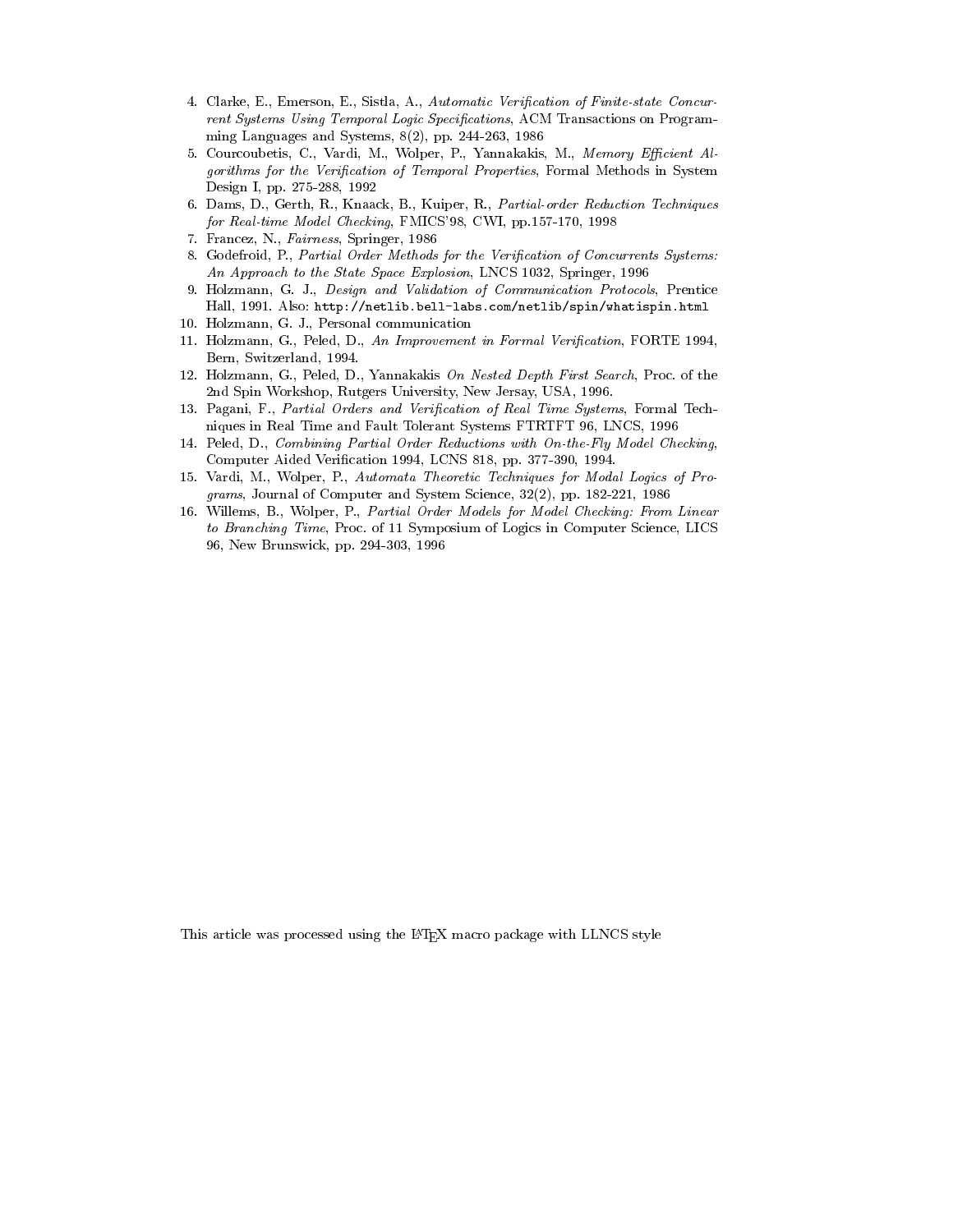4. Clarke, E., Emerson, E., Sistla, A., *Automatic Verification of Finite-state Concurrent Systems Using Temporal Logic Specifications*, ACM Transactions on Programming Languages and Systems, 8(2), pp. 244-263, 1986
5. Courcoubetis, C., Vardi, M., Wolper, P., Yannakakis, M., *Memory Efficient Algorithms for the Verification of Temporal Properties*, Formal Methods in System Design I, pp. 275-288, 1992
6. Dams, D., Gerth, R., Knaack, B., Kuiper, R., *Partial-order Reduction Techniques for Real-time Model Checking*, FMICS'98, CWI, pp.157-170, 1998
7. Francez, N., *Fairness*, Springer, 1986
8. Godefroid, P., *Partial Order Methods for the Verification of Concurrents Systems: An Approach to the State Space Explosion*, LNCS 1032, Springer, 1996
9. Holzmann, G. J., *Design and Validation of Communication Protocols*, Prentice Hall, 1991. Also: `http://netlib.bell-labs.com/netlib/spin/whatispin.html`
10. Holzmann, G. J., Personal communication
11. Holzmann, G., Peled, D., *An Improvement in Formal Verification*, FORTE 1994, Bern, Switzerland, 1994.
12. Holzmann, G., Peled, D., Yannakakis *On Nested Depth First Search*, Proc. of the 2nd Spin Workshop, Rutgers University, New Jersay, USA, 1996.
13. Pagani, F., *Partial Orders and Verification of Real Time Systems*, Formal Techniques in Real Time and Fault Tolerant Systems FTRTFT 96, LNCS, 1996
14. Peled, D., *Combining Partial Order Reductions with On-the-Fly Model Checking*, Computer Aided Verification 1994, LCNS 818, pp. 377-390, 1994.
15. Vardi, M., Wolper, P., *Automata Theoretic Techniques for Modal Logics of Programs*, Journal of Computer and System Science, 32(2), pp. 182-221, 1986
16. Willems, B., Wolper, P., *Partial Order Models for Model Checking: From Linear to Branching Time*, Proc. of 11 Symposium of Logics in Computer Science, LICS 96, New Brunswick, pp. 294-303, 1996

This article was processed using the LaTeX macro package with LLNCS style